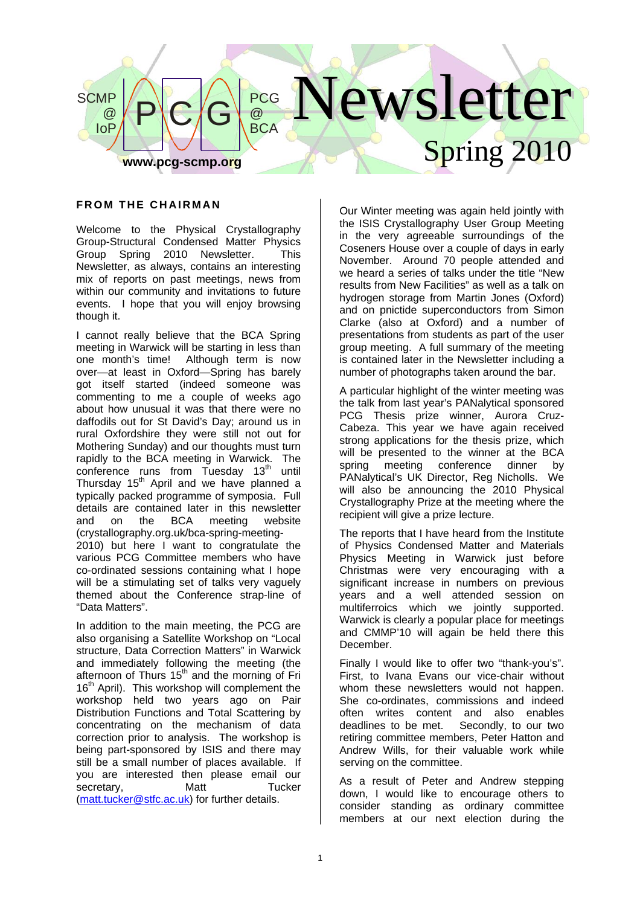# Newsletter

## Spring 2010

SCMP @ IoP — PCG — PCG @ BCA

www.pcg-scmp.org

## FROM THE CHAIRMAN

Welcome to the Physical Crystallography Group-Structural Condensed Matter Physics Group Spring 2010 Newsletter. This Newsletter, as always, contains an interesting mix of reports on past meetings, news from within our community and invitations to future events. I hope that you will enjoy browsing though it.

I cannot really believe that the BCA Spring meeting in Warwick will be starting in less than one month's time! Although term is now over—at least in Oxford—Spring has barely got itself started (indeed someone was commenting to me a couple of weeks ago about how unusual it was that there were no daffodils out for St David's Day; around us in rural Oxfordshire they were still not out for Mothering Sunday) and our thoughts must turn rapidly to the BCA meeting in Warwick. The conference runs from Tuesday 13th until Thursday 15th April and we have planned a typically packed programme of symposia. Full details are contained later in this newsletter and on the BCA meeting website (crystallography.org.uk/bca-spring-meeting-2010) but here I want to congratulate the various PCG Committee members who have co-ordinated sessions containing what I hope will be a stimulating set of talks very vaguely themed about the Conference strap-line of "Data Matters".

In addition to the main meeting, the PCG are also organising a Satellite Workshop on "Local structure, Data Correction Matters" in Warwick and immediately following the meeting (the afternoon of Thurs 15th and the morning of Fri 16th April). This workshop will complement the workshop held two years ago on Pair Distribution Functions and Total Scattering by concentrating on the mechanism of data correction prior to analysis. The workshop is being part-sponsored by ISIS and there may still be a small number of places available. If you are interested then please email our secretary, Matt Tucker (matt.tucker@stfc.ac.uk) for further details.

Our Winter meeting was again held jointly with the ISIS Crystallography User Group Meeting in the very agreeable surroundings of the Coseners House over a couple of days in early November. Around 70 people attended and we heard a series of talks under the title "New results from New Facilities" as well as a talk on hydrogen storage from Martin Jones (Oxford) and on pnictide superconductors from Simon Clarke (also at Oxford) and a number of presentations from students as part of the user group meeting. A full summary of the meeting is contained later in the Newsletter including a number of photographs taken around the bar.

A particular highlight of the winter meeting was the talk from last year's PANalytical sponsored PCG Thesis prize winner, Aurora Cruz-Cabeza. This year we have again received strong applications for the thesis prize, which will be presented to the winner at the BCA spring meeting conference dinner by PANalytical's UK Director, Reg Nicholls. We will also be announcing the 2010 Physical Crystallography Prize at the meeting where the recipient will give a prize lecture.

The reports that I have heard from the Institute of Physics Condensed Matter and Materials Physics Meeting in Warwick just before Christmas were very encouraging with a significant increase in numbers on previous years and a well attended session on multiferroics which we jointly supported. Warwick is clearly a popular place for meetings and CMMP'10 will again be held there this December.

Finally I would like to offer two "thank-you's". First, to Ivana Evans our vice-chair without whom these newsletters would not happen. She co-ordinates, commissions and indeed often writes content and also enables deadlines to be met. Secondly, to our two retiring committee members, Peter Hatton and Andrew Wills, for their valuable work while serving on the committee.

As a result of Peter and Andrew stepping down, I would like to encourage others to consider standing as ordinary committee members at our next election during the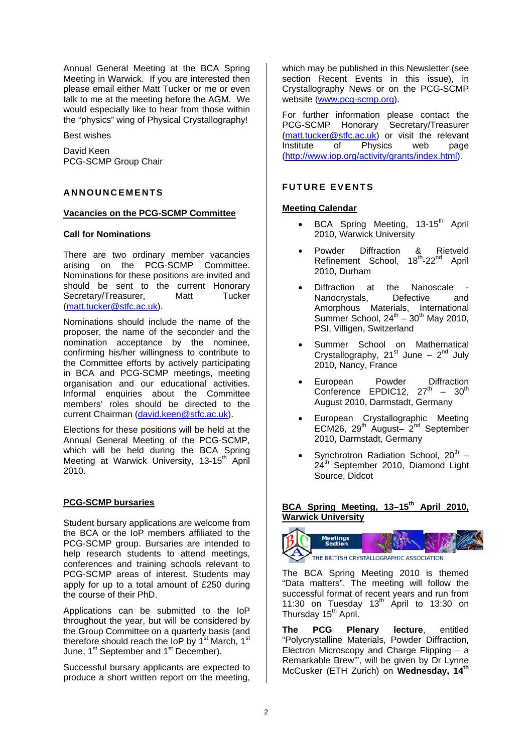Annual General Meeting at the BCA Spring Meeting in Warwick. If you are interested then please email either Matt Tucker or me or even talk to me at the meeting before the AGM. We would especially like to hear from those within the "physics" wing of Physical Crystallography!

Best wishes

David Keen
PCG-SCMP Group Chair

## ANNOUNCEMENTS

### Vacancies on the PCG-SCMP Committee

**Call for Nominations**

There are two ordinary member vacancies arising on the PCG-SCMP Committee. Nominations for these positions are invited and should be sent to the current Honorary Secretary/Treasurer, Matt Tucker (matt.tucker@stfc.ac.uk).

Nominations should include the name of the proposer, the name of the seconder and the nomination acceptance by the nominee, confirming his/her willingness to contribute to the Committee efforts by actively participating in BCA and PCG-SCMP meetings, meeting organisation and our educational activities. Informal enquiries about the Committee members' roles should be directed to the current Chairman (david.keen@stfc.ac.uk).

Elections for these positions will be held at the Annual General Meeting of the PCG-SCMP, which will be held during the BCA Spring Meeting at Warwick University, 13-15th April 2010.

### PCG-SCMP bursaries

Student bursary applications are welcome from the BCA or the IoP members affiliated to the PCG-SCMP group. Bursaries are intended to help research students to attend meetings, conferences and training schools relevant to PCG-SCMP areas of interest. Students may apply for up to a total amount of £250 during the course of their PhD.

Applications can be submitted to the IoP throughout the year, but will be considered by the Group Committee on a quarterly basis (and therefore should reach the IoP by 1st March, 1st June, 1st September and 1st December).

Successful bursary applicants are expected to produce a short written report on the meeting, which may be published in this Newsletter (see section Recent Events in this issue), in Crystallography News or on the PCG-SCMP website (www.pcg-scmp.org).

For further information please contact the PCG-SCMP Honorary Secretary/Treasurer (matt.tucker@stfc.ac.uk) or visit the relevant Institute of Physics web page (http://www.iop.org/activity/grants/index.html).

## FUTURE EVENTS

### Meeting Calendar

- BCA Spring Meeting, 13-15th April 2010, Warwick University
- Powder Diffraction & Rietveld Refinement School, 18th-22nd April 2010, Durham
- Diffraction at the Nanoscale - Nanocrystals, Defective and Amorphous Materials, International Summer School, 24th – 30th May 2010, PSI, Villigen, Switzerland
- Summer School on Mathematical Crystallography, 21st June – 2nd July 2010, Nancy, France
- European Powder Diffraction Conference EPDIC12, 27th – 30th August 2010, Darmstadt, Germany
- European Crystallographic Meeting ECM26, 29th August– 2nd September 2010, Darmstadt, Germany
- Synchrotron Radiation School, 20th – 24th September 2010, Diamond Light Source, Didcot

### BCA Spring Meeting, 13–15th April 2010, Warwick University

The BCA Spring Meeting 2010 is themed "Data matters". The meeting will follow the successful format of recent years and run from 11:30 on Tuesday 13th April to 13:30 on Thursday 15th April.

**The PCG Plenary lecture**, entitled "Polycrystalline Materials, Powder Diffraction, Electron Microscopy and Charge Flipping – a Remarkable Brew'", will be given by Dr Lynne McCusker (ETH Zurich) on **Wednesday, 14th**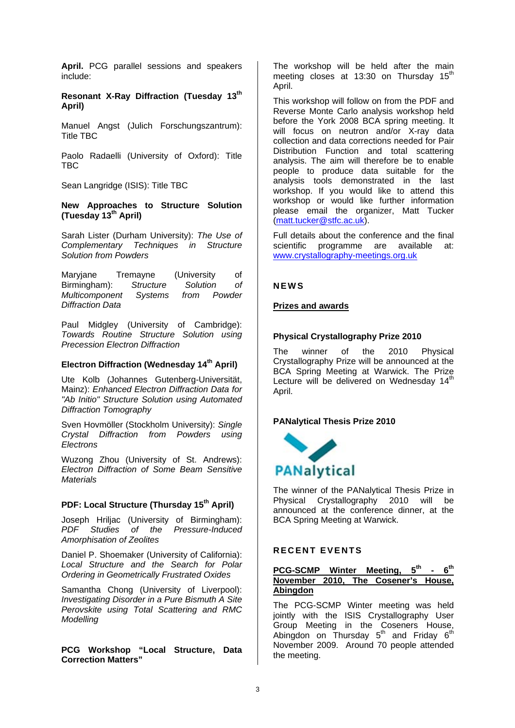**April.** PCG parallel sessions and speakers include:

**Resonant X-Ray Diffraction (Tuesday 13th April)**

Manuel Angst (Julich Forschungszantrum): Title TBC

Paolo Radaelli (University of Oxford): Title TBC

Sean Langridge (ISIS): Title TBC

**New Approaches to Structure Solution (Tuesday 13th April)**

Sarah Lister (Durham University): *The Use of Complementary Techniques in Structure Solution from Powders*

Maryjane Tremayne (University of Birmingham): *Structure Solution of Multicomponent Systems from Powder Diffraction Data*

Paul Midgley (University of Cambridge): *Towards Routine Structure Solution using Precession Electron Diffraction*

**Electron Diffraction (Wednesday 14th April)**

Ute Kolb (Johannes Gutenberg-Universität, Mainz): *Enhanced Electron Diffraction Data for "Ab Initio" Structure Solution using Automated Diffraction Tomography*

Sven Hovmöller (Stockholm University): *Single Crystal Diffraction from Powders using Electrons*

Wuzong Zhou (University of St. Andrews): *Electron Diffraction of Some Beam Sensitive Materials*

**PDF: Local Structure (Thursday 15th April)**

Joseph Hriljac (University of Birmingham): *PDF Studies of the Pressure-Induced Amorphisation of Zeolites*

Daniel P. Shoemaker (University of California): *Local Structure and the Search for Polar Ordering in Geometrically Frustrated Oxides*

Samantha Chong (University of Liverpool): *Investigating Disorder in a Pure Bismuth A Site Perovskite using Total Scattering and RMC Modelling*

**PCG Workshop "Local Structure, Data Correction Matters"**

The workshop will be held after the main meeting closes at 13:30 on Thursday 15th April.

This workshop will follow on from the PDF and Reverse Monte Carlo analysis workshop held before the York 2008 BCA spring meeting. It will focus on neutron and/or X-ray data collection and data corrections needed for Pair Distribution Function and total scattering analysis. The aim will therefore be to enable people to produce data suitable for the analysis tools demonstrated in the last workshop. If you would like to attend this workshop or would like further information please email the organizer, Matt Tucker (matt.tucker@stfc.ac.uk).

Full details about the conference and the final scientific programme are available at: www.crystallography-meetings.org.uk

## NEWS

### Prizes and awards

**Physical Crystallography Prize 2010**

The winner of the 2010 Physical Crystallography Prize will be announced at the BCA Spring Meeting at Warwick. The Prize Lecture will be delivered on Wednesday 14th April.

**PANalytical Thesis Prize 2010**

PANalytical

The winner of the PANalytical Thesis Prize in Physical Crystallography 2010 will be announced at the conference dinner, at the BCA Spring Meeting at Warwick.

## RECENT EVENTS

### PCG-SCMP Winter Meeting, 5th - 6th November 2010, The Cosener's House, Abingdon

The PCG-SCMP Winter meeting was held jointly with the ISIS Crystallography User Group Meeting in the Coseners House, Abingdon on Thursday 5th and Friday 6th November 2009. Around 70 people attended the meeting.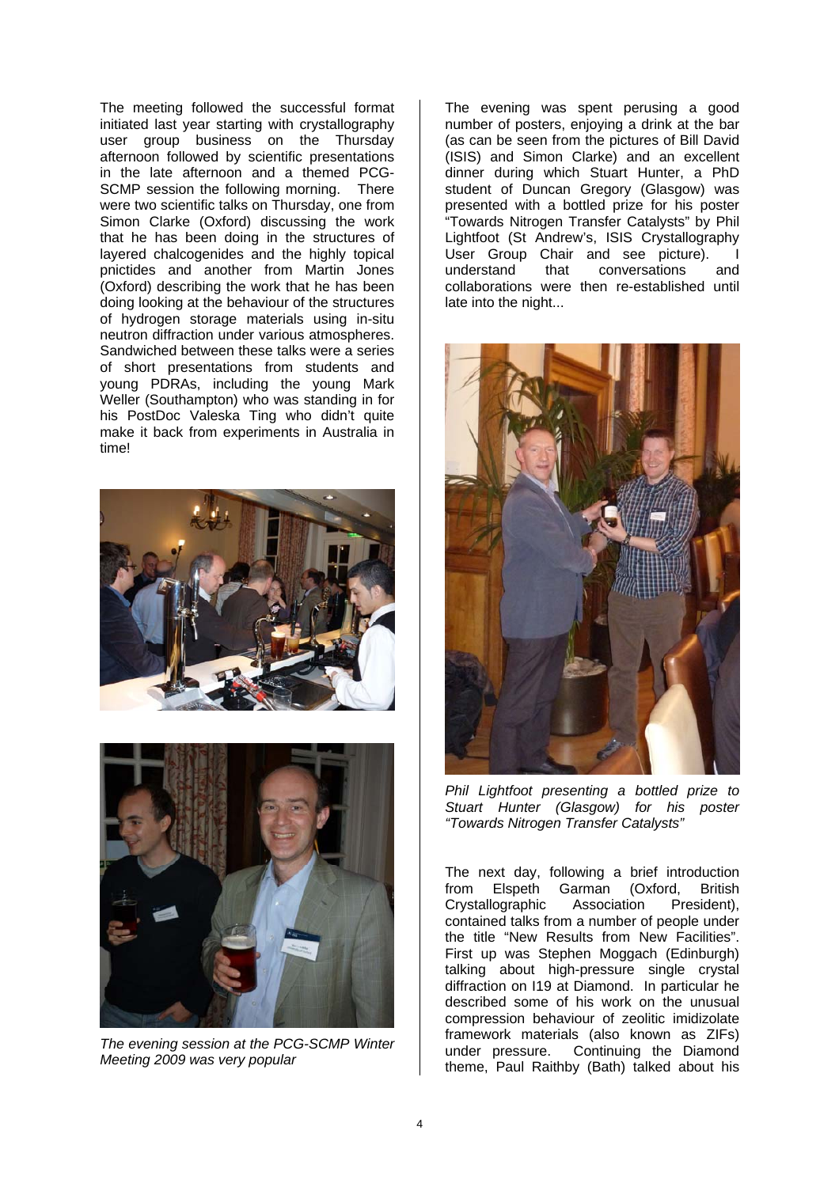The meeting followed the successful format initiated last year starting with crystallography user group business on the Thursday afternoon followed by scientific presentations in the late afternoon and a themed PCG-SCMP session the following morning. There were two scientific talks on Thursday, one from Simon Clarke (Oxford) discussing the work that he has been doing in the structures of layered chalcogenides and the highly topical pnictides and another from Martin Jones (Oxford) describing the work that he has been doing looking at the behaviour of the structures of hydrogen storage materials using in-situ neutron diffraction under various atmospheres. Sandwiched between these talks were a series of short presentations from students and young PDRAs, including the young Mark Weller (Southampton) who was standing in for his PostDoc Valeska Ting who didn't quite make it back from experiments in Australia in time!

*The evening session at the PCG-SCMP Winter Meeting 2009 was very popular*

The evening was spent perusing a good number of posters, enjoying a drink at the bar (as can be seen from the pictures of Bill David (ISIS) and Simon Clarke) and an excellent dinner during which Stuart Hunter, a PhD student of Duncan Gregory (Glasgow) was presented with a bottled prize for his poster "Towards Nitrogen Transfer Catalysts" by Phil Lightfoot (St Andrew's, ISIS Crystallography User Group Chair and see picture). I understand that conversations and collaborations were then re-established until late into the night...

*Phil Lightfoot presenting a bottled prize to Stuart Hunter (Glasgow) for his poster "Towards Nitrogen Transfer Catalysts"*

The next day, following a brief introduction from Elspeth Garman (Oxford, British Crystallographic Association President), contained talks from a number of people under the title "New Results from New Facilities". First up was Stephen Moggach (Edinburgh) talking about high-pressure single crystal diffraction on I19 at Diamond. In particular he described some of his work on the unusual compression behaviour of zeolitic imidizolate framework materials (also known as ZIFs) under pressure. Continuing the Diamond theme, Paul Raithby (Bath) talked about his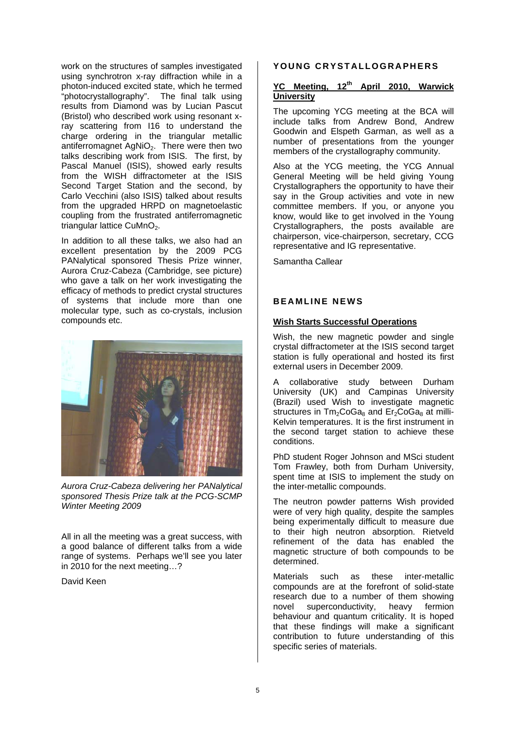work on the structures of samples investigated using synchrotron x-ray diffraction while in a photon-induced excited state, which he termed "photocrystallography". The final talk using results from Diamond was by Lucian Pascut (Bristol) who described work using resonant x-ray scattering from I16 to understand the charge ordering in the triangular metallic antiferromagnet $AgNiO_2$. There were then two talks describing work from ISIS. The first, by Pascal Manuel (ISIS), showed early results from the WISH diffractometer at the ISIS Second Target Station and the second, by Carlo Vecchini (also ISIS) talked about results from the upgraded HRPD on magnetoelastic coupling from the frustrated antiferromagnetic triangular lattice $CuMnO_2$.

In addition to all these talks, we also had an excellent presentation by the 2009 PCG PANalytical sponsored Thesis Prize winner, Aurora Cruz-Cabeza (Cambridge, see picture) who gave a talk on her work investigating the efficacy of methods to predict crystal structures of systems that include more than one molecular type, such as co-crystals, inclusion compounds etc.

*Aurora Cruz-Cabeza delivering her PANalytical sponsored Thesis Prize talk at the PCG-SCMP Winter Meeting 2009*

All in all the meeting was a great success, with a good balance of different talks from a wide range of systems. Perhaps we'll see you later in 2010 for the next meeting…?

David Keen

## YOUNG CRYSTALLOGRAPHERS

### YC Meeting, 12th April 2010, Warwick University

The upcoming YCG meeting at the BCA will include talks from Andrew Bond, Andrew Goodwin and Elspeth Garman, as well as a number of presentations from the younger members of the crystallography community.

Also at the YCG meeting, the YCG Annual General Meeting will be held giving Young Crystallographers the opportunity to have their say in the Group activities and vote in new committee members. If you, or anyone you know, would like to get involved in the Young Crystallographers, the posts available are chairperson, vice-chairperson, secretary, CCG representative and IG representative.

Samantha Callear

## BEAMLINE NEWS

### Wish Starts Successful Operations

Wish, the new magnetic powder and single crystal diffractometer at the ISIS second target station is fully operational and hosted its first external users in December 2009.

A collaborative study between Durham University (UK) and Campinas University (Brazil) used Wish to investigate magnetic structures in $Tm_2CoGa_8$ and $Er_2CoGa_8$ at milli-Kelvin temperatures. It is the first instrument in the second target station to achieve these conditions.

PhD student Roger Johnson and MSci student Tom Frawley, both from Durham University, spent time at ISIS to implement the study on the inter-metallic compounds.

The neutron powder patterns Wish provided were of very high quality, despite the samples being experimentally difficult to measure due to their high neutron absorption. Rietveld refinement of the data has enabled the magnetic structure of both compounds to be determined.

Materials such as these inter-metallic compounds are at the forefront of solid-state research due to a number of them showing novel superconductivity, heavy fermion behaviour and quantum criticality. It is hoped that these findings will make a significant contribution to future understanding of this specific series of materials.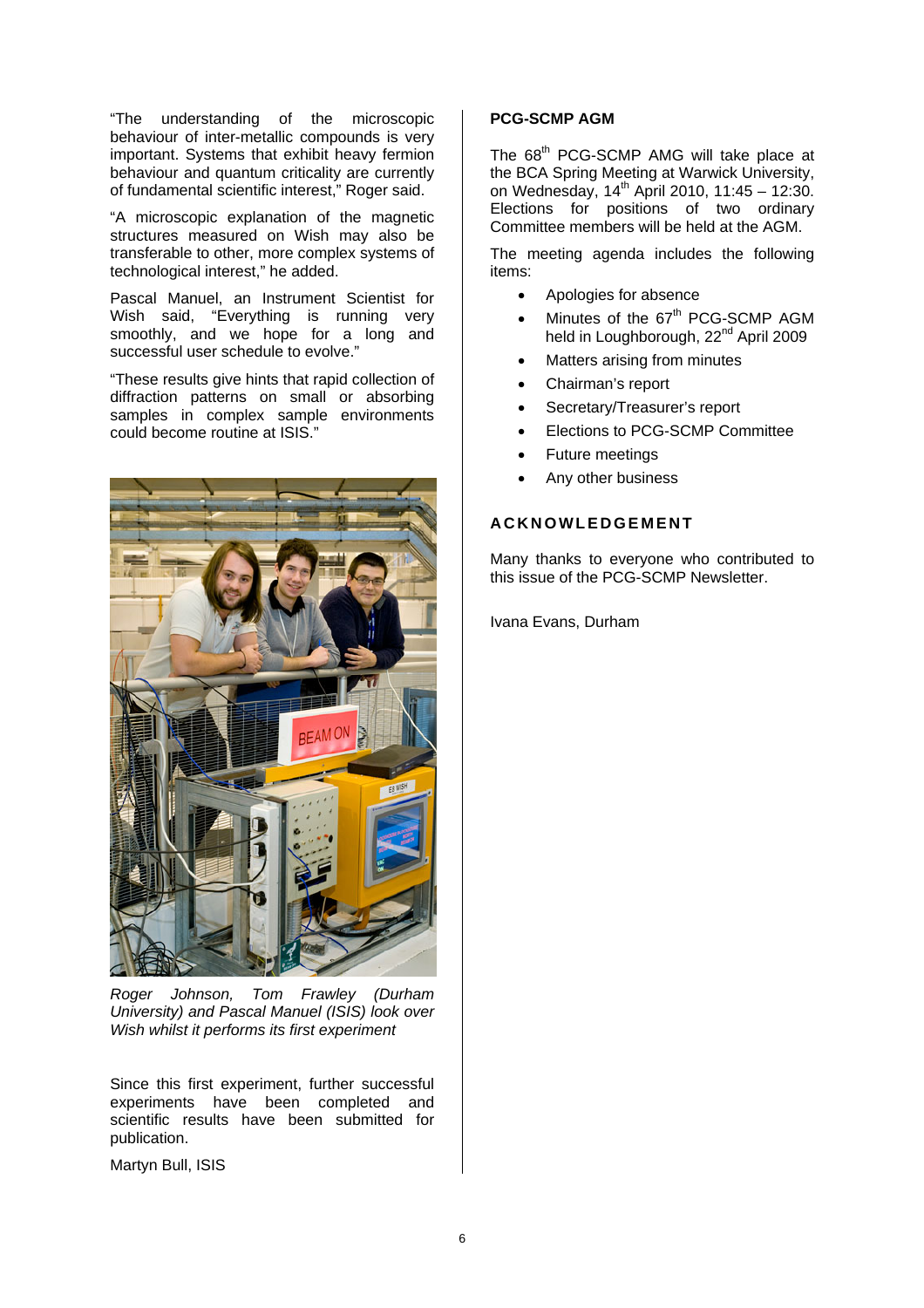"The understanding of the microscopic behaviour of inter-metallic compounds is very important. Systems that exhibit heavy fermion behaviour and quantum criticality are currently of fundamental scientific interest," Roger said.

"A microscopic explanation of the magnetic structures measured on Wish may also be transferable to other, more complex systems of technological interest," he added.

Pascal Manuel, an Instrument Scientist for Wish said, "Everything is running very smoothly, and we hope for a long and successful user schedule to evolve."

"These results give hints that rapid collection of diffraction patterns on small or absorbing samples in complex sample environments could become routine at ISIS."

*Roger Johnson, Tom Frawley (Durham University) and Pascal Manuel (ISIS) look over Wish whilst it performs its first experiment*

Since this first experiment, further successful experiments have been completed and scientific results have been submitted for publication.

Martyn Bull, ISIS

**PCG-SCMP AGM**

The 68th PCG-SCMP AMG will take place at the BCA Spring Meeting at Warwick University, on Wednesday, 14th April 2010, 11:45 – 12:30. Elections for positions of two ordinary Committee members will be held at the AGM.

The meeting agenda includes the following items:

- Apologies for absence
- Minutes of the 67th PCG-SCMP AGM held in Loughborough, 22nd April 2009
- Matters arising from minutes
- Chairman's report
- Secretary/Treasurer's report
- Elections to PCG-SCMP Committee
- Future meetings
- Any other business

**ACKNOWLEDGEMENT**

Many thanks to everyone who contributed to this issue of the PCG-SCMP Newsletter.

Ivana Evans, Durham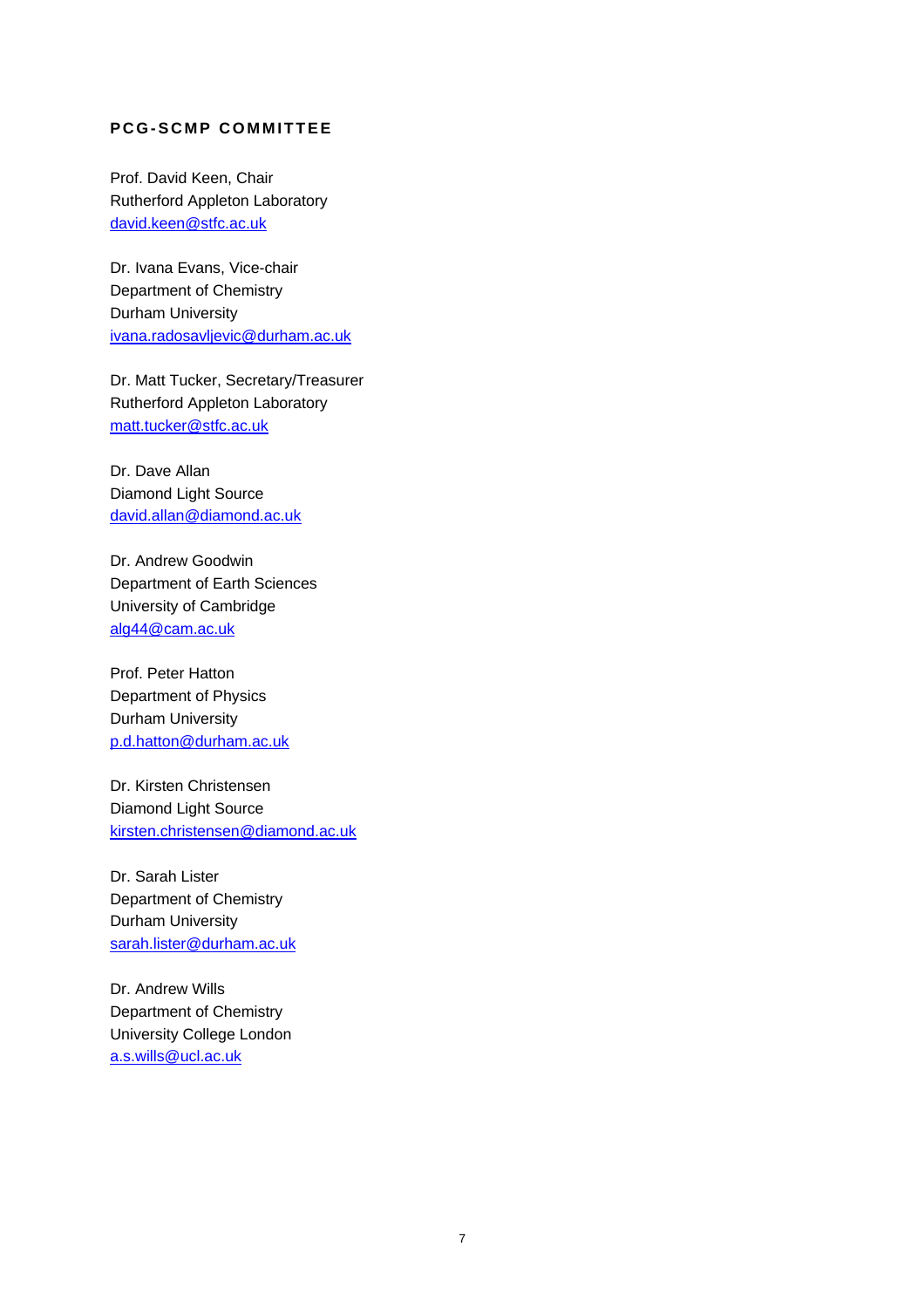## PCG-SCMP COMMITTEE

Prof. David Keen, Chair
Rutherford Appleton Laboratory
david.keen@stfc.ac.uk

Dr. Ivana Evans, Vice-chair
Department of Chemistry
Durham University
ivana.radosavljevic@durham.ac.uk

Dr. Matt Tucker, Secretary/Treasurer
Rutherford Appleton Laboratory
matt.tucker@stfc.ac.uk

Dr. Dave Allan
Diamond Light Source
david.allan@diamond.ac.uk

Dr. Andrew Goodwin
Department of Earth Sciences
University of Cambridge
alg44@cam.ac.uk

Prof. Peter Hatton
Department of Physics
Durham University
p.d.hatton@durham.ac.uk

Dr. Kirsten Christensen
Diamond Light Source
kirsten.christensen@diamond.ac.uk

Dr. Sarah Lister
Department of Chemistry
Durham University
sarah.lister@durham.ac.uk

Dr. Andrew Wills
Department of Chemistry
University College London
a.s.wills@ucl.ac.uk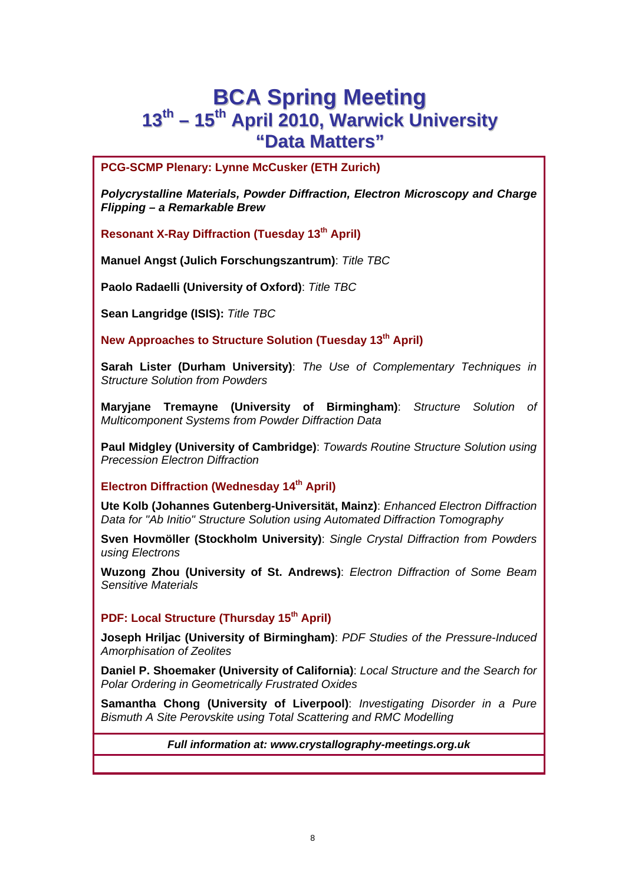# BCA Spring Meeting
## 13th – 15th April 2010, Warwick University
## "Data Matters"

**PCG-SCMP Plenary: Lynne McCusker (ETH Zurich)**

***Polycrystalline Materials, Powder Diffraction, Electron Microscopy and Charge Flipping – a Remarkable Brew***

**Resonant X-Ray Diffraction (Tuesday 13th April)**

**Manuel Angst (Julich Forschungszentrum)**: *Title TBC*

**Paolo Radaelli (University of Oxford)**: *Title TBC*

**Sean Langridge (ISIS):** *Title TBC*

**New Approaches to Structure Solution (Tuesday 13th April)**

**Sarah Lister (Durham University)**: *The Use of Complementary Techniques in Structure Solution from Powders*

**Maryjane Tremayne (University of Birmingham)**: *Structure Solution of Multicomponent Systems from Powder Diffraction Data*

**Paul Midgley (University of Cambridge)**: *Towards Routine Structure Solution using Precession Electron Diffraction*

**Electron Diffraction (Wednesday 14th April)**

**Ute Kolb (Johannes Gutenberg-Universität, Mainz)**: *Enhanced Electron Diffraction Data for "Ab Initio" Structure Solution using Automated Diffraction Tomography*

**Sven Hovmöller (Stockholm University)**: *Single Crystal Diffraction from Powders using Electrons*

**Wuzong Zhou (University of St. Andrews)**: *Electron Diffraction of Some Beam Sensitive Materials*

**PDF: Local Structure (Thursday 15th April)**

**Joseph Hriljac (University of Birmingham)**: *PDF Studies of the Pressure-Induced Amorphisation of Zeolites*

**Daniel P. Shoemaker (University of California)**: *Local Structure and the Search for Polar Ordering in Geometrically Frustrated Oxides*

**Samantha Chong (University of Liverpool)**: *Investigating Disorder in a Pure Bismuth A Site Perovskite using Total Scattering and RMC Modelling*

***Full information at: www.crystallography-meetings.org.uk***